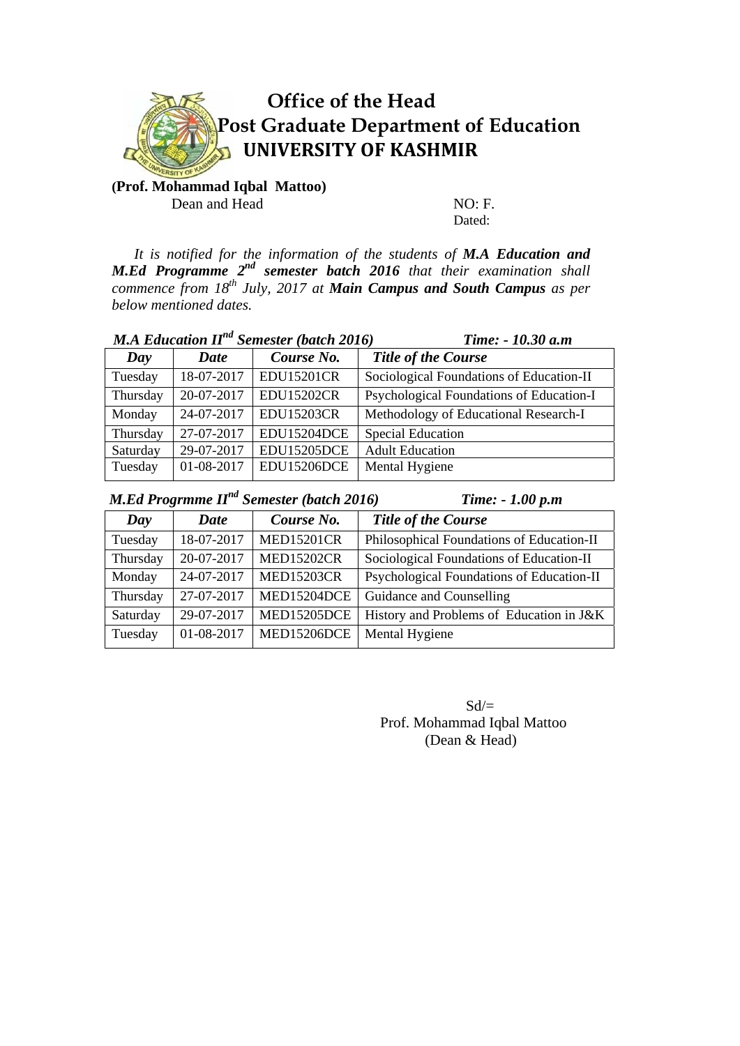# Office of the Head
## Post Graduate Department of Education
## UNIVERSITY OF KASHMIR

**(Prof. Mohammad Iqbal Mattoo)**
Dean and Head

NO: F.
Dated:

*It is notified for the information of the students of **M.A Education and M.Ed Programme 2nd semester batch 2016** that their examination shall commence from 18th July, 2017 at **Main Campus and South Campus** as per below mentioned dates.*

***M.A Education IInd Semester (batch 2016)*** ***Time: - 10.30 a.m***

| *Day* | *Date* | *Course No.* | *Title of the Course* |
|---|---|---|---|
| Tuesday | 18-07-2017 | EDU15201CR | Sociological Foundations of Education-II |
| Thursday | 20-07-2017 | EDU15202CR | Psychological Foundations of Education-I |
| Monday | 24-07-2017 | EDU15203CR | Methodology of Educational Research-I |
| Thursday | 27-07-2017 | EDU15204DCE | Special Education |
| Saturday | 29-07-2017 | EDU15205DCE | Adult Education |
| Tuesday | 01-08-2017 | EDU15206DCE | Mental Hygiene |

***M.Ed Progrmme IInd Semester (batch 2016)*** ***Time: - 1.00 p.m***

| *Day* | *Date* | *Course No.* | *Title of the Course* |
|---|---|---|---|
| Tuesday | 18-07-2017 | MED15201CR | Philosophical Foundations of Education-II |
| Thursday | 20-07-2017 | MED15202CR | Sociological Foundations of Education-II |
| Monday | 24-07-2017 | MED15203CR | Psychological Foundations of Education-II |
| Thursday | 27-07-2017 | MED15204DCE | Guidance and Counselling |
| Saturday | 29-07-2017 | MED15205DCE | History and Problems of Education in J&K |
| Tuesday | 01-08-2017 | MED15206DCE | Mental Hygiene |

Sd/=
Prof. Mohammad Iqbal Mattoo
(Dean & Head)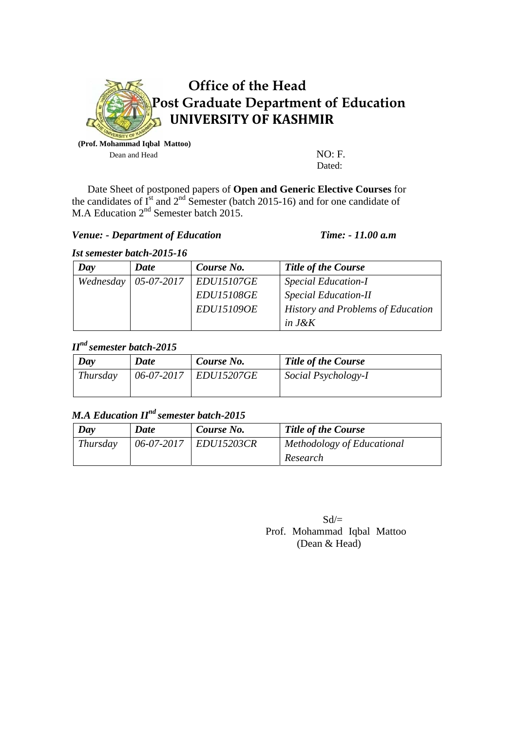# Office of the Head
## Post Graduate Department of Education
## UNIVERSITY OF KASHMIR

**(Prof. Mohammad Iqbal Mattoo)**
Dean and Head

NO: F.
Dated:

Date Sheet of postponed papers of **Open and Generic Elective Courses** for the candidates of I[st] and 2[nd] Semester (batch 2015-16) and for one candidate of M.A Education 2[nd] Semester batch 2015.

***Venue: - Department of Education*** ***Time: - 11.00 a.m***

***Ist semester batch-2015-16***

| ***Day*** | ***Date*** | ***Course No.*** | ***Title of the Course*** |
|---|---|---|---|
| *Wednesday* | *05-07-2017* | *EDU15107GE* | *Special Education-I* |
| | | *EDU15108GE* | *Special Education-II* |
| | | *EDU15109OE* | *History and Problems of Education in J&K* |

***II[nd] semester batch-2015***

| ***Day*** | ***Date*** | ***Course No.*** | ***Title of the Course*** |
|---|---|---|---|
| *Thursday* | *06-07-2017* | *EDU15207GE* | *Social Psychology-I* |

***M.A Education II[nd] semester batch-2015***

| ***Day*** | ***Date*** | ***Course No.*** | ***Title of the Course*** |
|---|---|---|---|
| *Thursday* | *06-07-2017* | *EDU15203CR* | *Methodology of Educational Research* |

Sd/=
Prof. Mohammad Iqbal Mattoo
(Dean & Head)